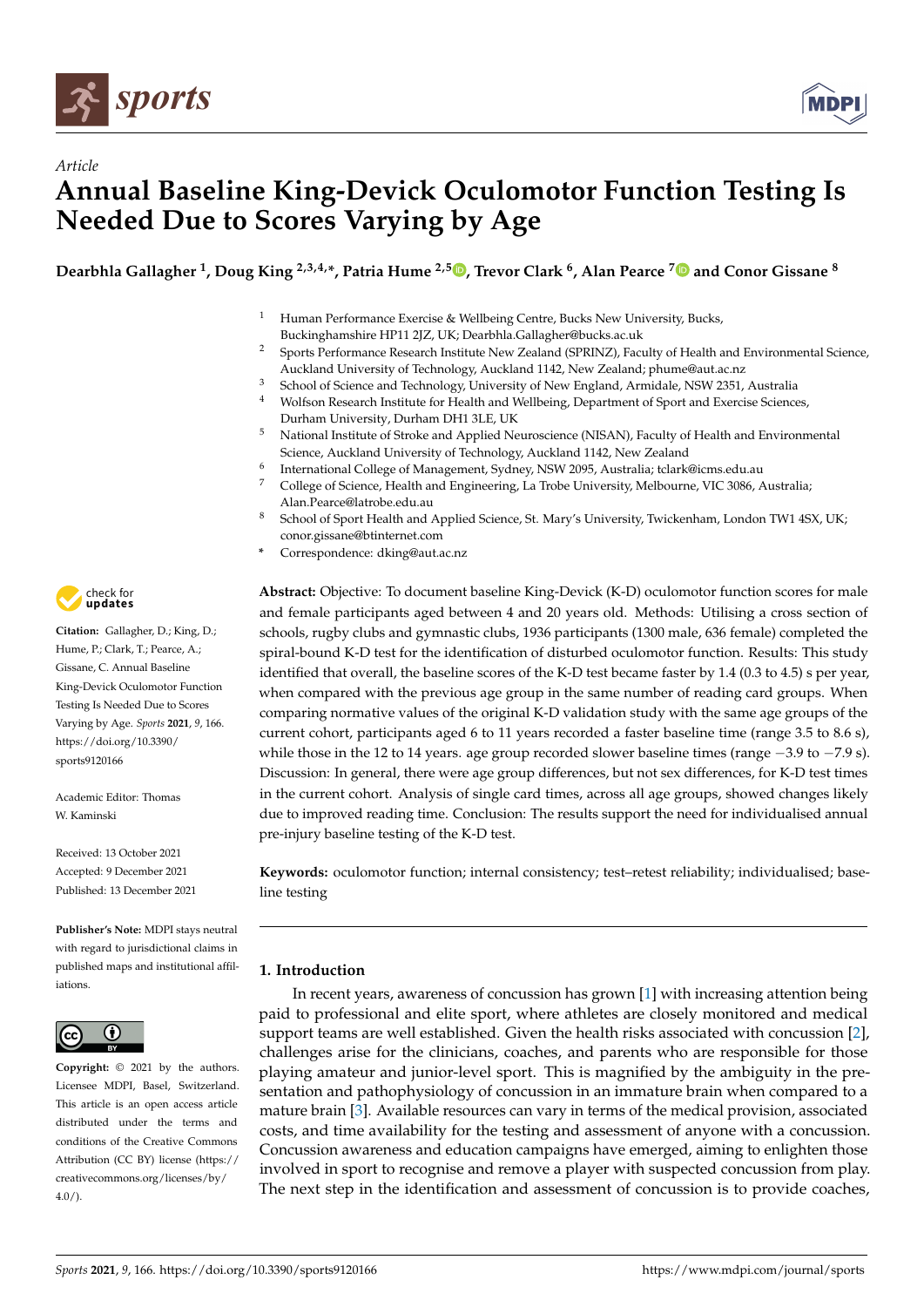Article

# Annual Baseline King-Devick Oculomotor Function Testing Is Needed Due to Scores Varying by Age

**Dearbhla Gallagher [1], Doug King [2,3,4,*], Patria Hume [2,5], Trevor Clark [6], Alan Pearce [7] and Conor Gissane [8]**

1 Human Performance Exercise & Wellbeing Centre, Bucks New University, Bucks, Buckinghamshire HP11 2JZ, UK; Dearbhla.Gallagher@bucks.ac.uk

2 Sports Performance Research Institute New Zealand (SPRINZ), Faculty of Health and Environmental Science, Auckland University of Technology, Auckland 1142, New Zealand; phume@aut.ac.nz

3 School of Science and Technology, University of New England, Armidale, NSW 2351, Australia

4 Wolfson Research Institute for Health and Wellbeing, Department of Sport and Exercise Sciences, Durham University, Durham DH1 3LE, UK

5 National Institute of Stroke and Applied Neuroscience (NISAN), Faculty of Health and Environmental Science, Auckland University of Technology, Auckland 1142, New Zealand

6 International College of Management, Sydney, NSW 2095, Australia; tclark@icms.edu.au

7 College of Science, Health and Engineering, La Trobe University, Melbourne, VIC 3086, Australia; Alan.Pearce@latrobe.edu.au

8 School of Sport Health and Applied Science, St. Mary's University, Twickenham, London TW1 4SX, UK; conor.gissane@btinternet.com

\* Correspondence: dking@aut.ac.nz

**Citation:** Gallagher, D.; King, D.; Hume, P.; Clark, T.; Pearce, A.; Gissane, C. Annual Baseline King-Devick Oculomotor Function Testing Is Needed Due to Scores Varying by Age. *Sports* **2021**, *9*, 166. https://doi.org/10.3390/sports9120166

Academic Editor: Thomas W. Kaminski

Received: 13 October 2021
Accepted: 9 December 2021
Published: 13 December 2021

**Publisher's Note:** MDPI stays neutral with regard to jurisdictional claims in published maps and institutional affiliations.

**Copyright:** © 2021 by the authors. Licensee MDPI, Basel, Switzerland. This article is an open access article distributed under the terms and conditions of the Creative Commons Attribution (CC BY) license (https://creativecommons.org/licenses/by/4.0/).

**Abstract:** Objective: To document baseline King-Devick (K-D) oculomotor function scores for male and female participants aged between 4 and 20 years old. Methods: Utilising a cross section of schools, rugby clubs and gymnastic clubs, 1936 participants (1300 male, 636 female) completed the spiral-bound K-D test for the identification of disturbed oculomotor function. Results: This study identified that overall, the baseline scores of the K-D test became faster by 1.4 (0.3 to 4.5) s per year, when compared with the previous age group in the same number of reading card groups. When comparing normative values of the original K-D validation study with the same age groups of the current cohort, participants aged 6 to 11 years recorded a faster baseline time (range 3.5 to 8.6 s), while those in the 12 to 14 years. age group recorded slower baseline times (range −3.9 to −7.9 s). Discussion: In general, there were age group differences, but not sex differences, for K-D test times in the current cohort. Analysis of single card times, across all age groups, showed changes likely due to improved reading time. Conclusion: The results support the need for individualised annual pre-injury baseline testing of the K-D test.

**Keywords:** oculomotor function; internal consistency; test–retest reliability; individualised; baseline testing

## 1. Introduction

In recent years, awareness of concussion has grown [1] with increasing attention being paid to professional and elite sport, where athletes are closely monitored and medical support teams are well established. Given the health risks associated with concussion [2], challenges arise for the clinicians, coaches, and parents who are responsible for those playing amateur and junior-level sport. This is magnified by the ambiguity in the presentation and pathophysiology of concussion in an immature brain when compared to a mature brain [3]. Available resources can vary in terms of the medical provision, associated costs, and time availability for the testing and assessment of anyone with a concussion. Concussion awareness and education campaigns have emerged, aiming to enlighten those involved in sport to recognise and remove a player with suspected concussion from play. The next step in the identification and assessment of concussion is to provide coaches,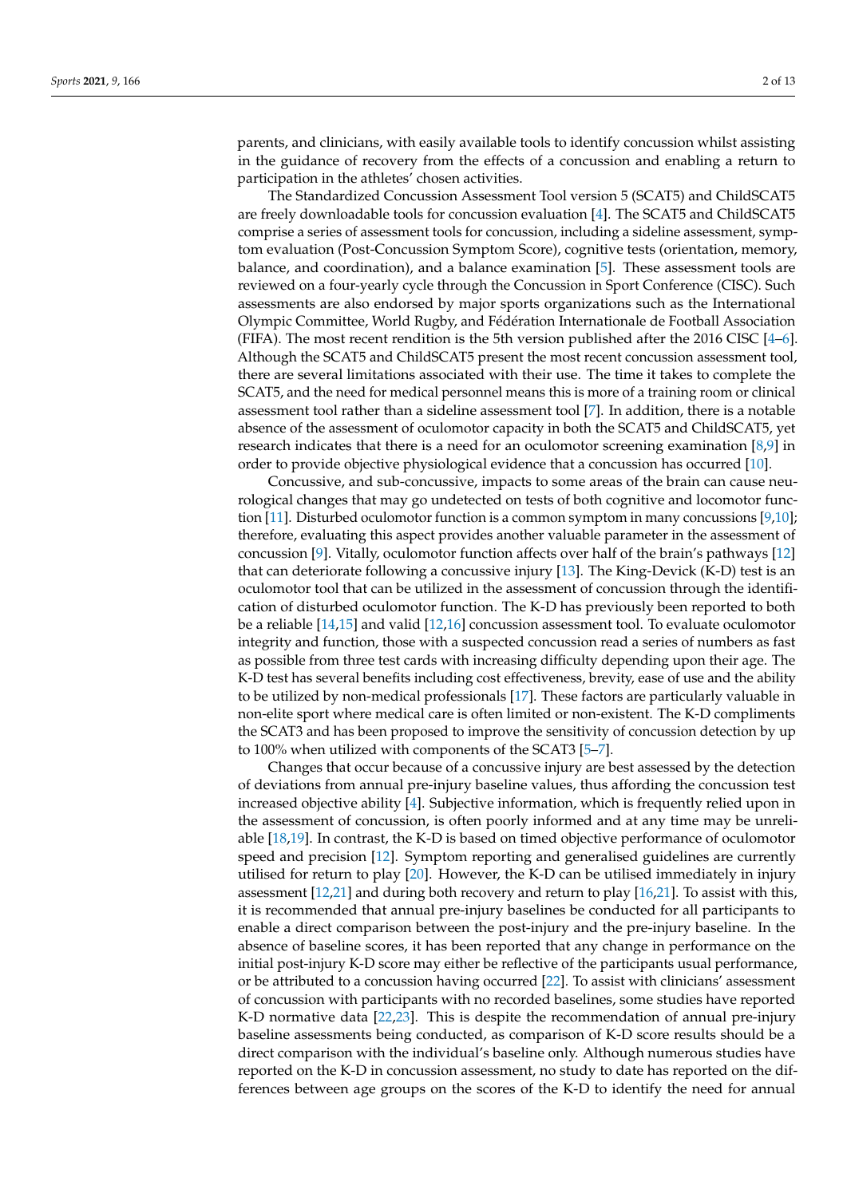parents, and clinicians, with easily available tools to identify concussion whilst assisting in the guidance of recovery from the effects of a concussion and enabling a return to participation in the athletes' chosen activities.

The Standardized Concussion Assessment Tool version 5 (SCAT5) and ChildSCAT5 are freely downloadable tools for concussion evaluation [4]. The SCAT5 and ChildSCAT5 comprise a series of assessment tools for concussion, including a sideline assessment, symptom evaluation (Post-Concussion Symptom Score), cognitive tests (orientation, memory, balance, and coordination), and a balance examination [5]. These assessment tools are reviewed on a four-yearly cycle through the Concussion in Sport Conference (CISC). Such assessments are also endorsed by major sports organizations such as the International Olympic Committee, World Rugby, and Fédération Internationale de Football Association (FIFA). The most recent rendition is the 5th version published after the 2016 CISC [4–6]. Although the SCAT5 and ChildSCAT5 present the most recent concussion assessment tool, there are several limitations associated with their use. The time it takes to complete the SCAT5, and the need for medical personnel means this is more of a training room or clinical assessment tool rather than a sideline assessment tool [7]. In addition, there is a notable absence of the assessment of oculomotor capacity in both the SCAT5 and ChildSCAT5, yet research indicates that there is a need for an oculomotor screening examination [8,9] in order to provide objective physiological evidence that a concussion has occurred [10].

Concussive, and sub-concussive, impacts to some areas of the brain can cause neurological changes that may go undetected on tests of both cognitive and locomotor function [11]. Disturbed oculomotor function is a common symptom in many concussions [9,10]; therefore, evaluating this aspect provides another valuable parameter in the assessment of concussion [9]. Vitally, oculomotor function affects over half of the brain's pathways [12] that can deteriorate following a concussive injury [13]. The King-Devick (K-D) test is an oculomotor tool that can be utilized in the assessment of concussion through the identification of disturbed oculomotor function. The K-D has previously been reported to both be a reliable [14,15] and valid [12,16] concussion assessment tool. To evaluate oculomotor integrity and function, those with a suspected concussion read a series of numbers as fast as possible from three test cards with increasing difficulty depending upon their age. The K-D test has several benefits including cost effectiveness, brevity, ease of use and the ability to be utilized by non-medical professionals [17]. These factors are particularly valuable in non-elite sport where medical care is often limited or non-existent. The K-D compliments the SCAT3 and has been proposed to improve the sensitivity of concussion detection by up to 100% when utilized with components of the SCAT3 [5–7].

Changes that occur because of a concussive injury are best assessed by the detection of deviations from annual pre-injury baseline values, thus affording the concussion test increased objective ability [4]. Subjective information, which is frequently relied upon in the assessment of concussion, is often poorly informed and at any time may be unreliable [18,19]. In contrast, the K-D is based on timed objective performance of oculomotor speed and precision [12]. Symptom reporting and generalised guidelines are currently utilised for return to play [20]. However, the K-D can be utilised immediately in injury assessment [12,21] and during both recovery and return to play [16,21]. To assist with this, it is recommended that annual pre-injury baselines be conducted for all participants to enable a direct comparison between the post-injury and the pre-injury baseline. In the absence of baseline scores, it has been reported that any change in performance on the initial post-injury K-D score may either be reflective of the participants usual performance, or be attributed to a concussion having occurred [22]. To assist with clinicians' assessment of concussion with participants with no recorded baselines, some studies have reported K-D normative data [22,23]. This is despite the recommendation of annual pre-injury baseline assessments being conducted, as comparison of K-D score results should be a direct comparison with the individual's baseline only. Although numerous studies have reported on the K-D in concussion assessment, no study to date has reported on the differences between age groups on the scores of the K-D to identify the need for annual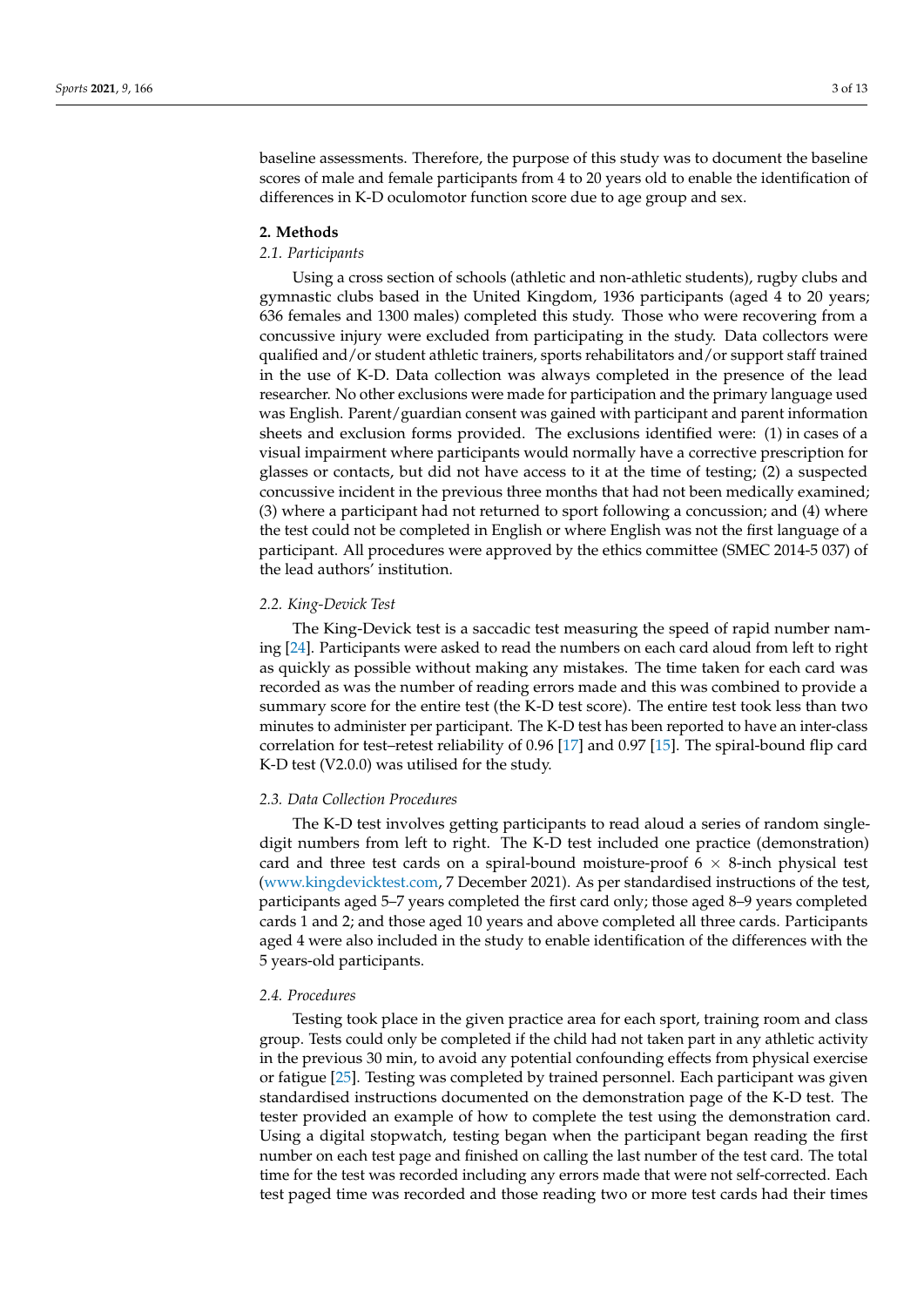baseline assessments. Therefore, the purpose of this study was to document the baseline scores of male and female participants from 4 to 20 years old to enable the identification of differences in K-D oculomotor function score due to age group and sex.

## 2. Methods

### *2.1. Participants*

Using a cross section of schools (athletic and non-athletic students), rugby clubs and gymnastic clubs based in the United Kingdom, 1936 participants (aged 4 to 20 years; 636 females and 1300 males) completed this study. Those who were recovering from a concussive injury were excluded from participating in the study. Data collectors were qualified and/or student athletic trainers, sports rehabilitators and/or support staff trained in the use of K-D. Data collection was always completed in the presence of the lead researcher. No other exclusions were made for participation and the primary language used was English. Parent/guardian consent was gained with participant and parent information sheets and exclusion forms provided. The exclusions identified were: (1) in cases of a visual impairment where participants would normally have a corrective prescription for glasses or contacts, but did not have access to it at the time of testing; (2) a suspected concussive incident in the previous three months that had not been medically examined; (3) where a participant had not returned to sport following a concussion; and (4) where the test could not be completed in English or where English was not the first language of a participant. All procedures were approved by the ethics committee (SMEC 2014-5 037) of the lead authors' institution.

### *2.2. King-Devick Test*

The King-Devick test is a saccadic test measuring the speed of rapid number naming [24]. Participants were asked to read the numbers on each card aloud from left to right as quickly as possible without making any mistakes. The time taken for each card was recorded as was the number of reading errors made and this was combined to provide a summary score for the entire test (the K-D test score). The entire test took less than two minutes to administer per participant. The K-D test has been reported to have an inter-class correlation for test–retest reliability of 0.96 [17] and 0.97 [15]. The spiral-bound flip card K-D test (V2.0.0) was utilised for the study.

### *2.3. Data Collection Procedures*

The K-D test involves getting participants to read aloud a series of random single-digit numbers from left to right. The K-D test included one practice (demonstration) card and three test cards on a spiral-bound moisture-proof 6 × 8-inch physical test (www.kingdevicktest.com, 7 December 2021). As per standardised instructions of the test, participants aged 5–7 years completed the first card only; those aged 8–9 years completed cards 1 and 2; and those aged 10 years and above completed all three cards. Participants aged 4 were also included in the study to enable identification of the differences with the 5 years-old participants.

### *2.4. Procedures*

Testing took place in the given practice area for each sport, training room and class group. Tests could only be completed if the child had not taken part in any athletic activity in the previous 30 min, to avoid any potential confounding effects from physical exercise or fatigue [25]. Testing was completed by trained personnel. Each participant was given standardised instructions documented on the demonstration page of the K-D test. The tester provided an example of how to complete the test using the demonstration card. Using a digital stopwatch, testing began when the participant began reading the first number on each test page and finished on calling the last number of the test card. The total time for the test was recorded including any errors made that were not self-corrected. Each test paged time was recorded and those reading two or more test cards had their times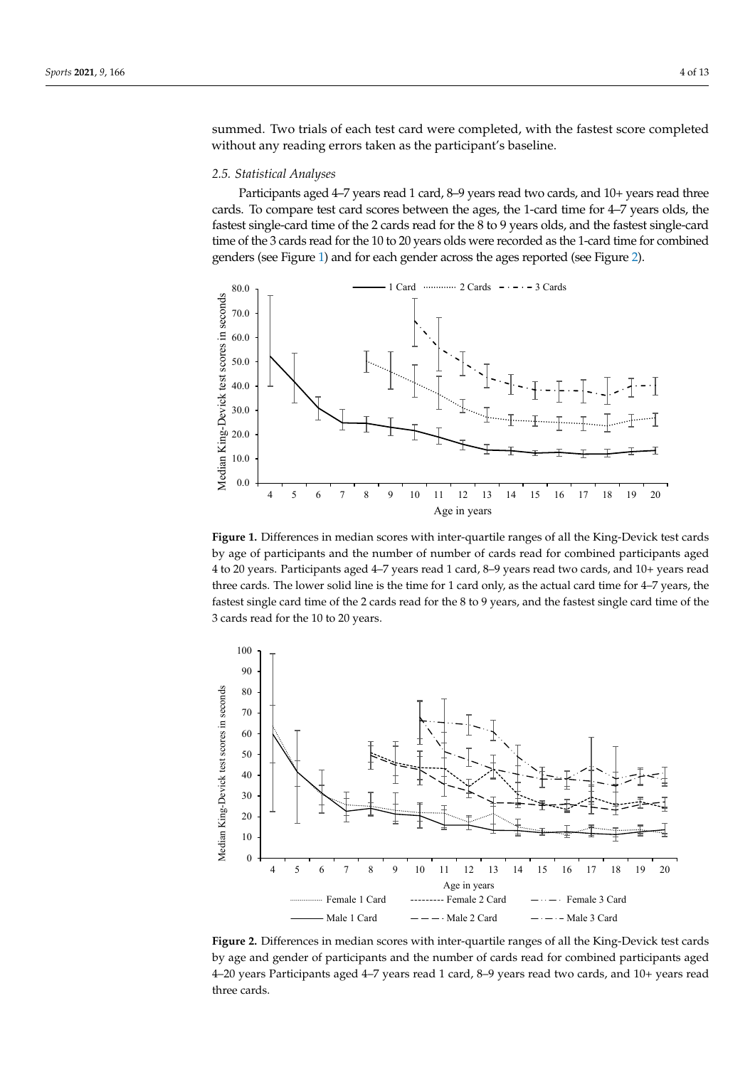summed. Two trials of each test card were completed, with the fastest score completed without any reading errors taken as the participant's baseline.

### *2.5. Statistical Analyses*

Participants aged 4–7 years read 1 card, 8–9 years read two cards, and 10+ years read three cards. To compare test card scores between the ages, the 1-card time for 4–7 years olds, the fastest single-card time of the 2 cards read for the 8 to 9 years olds, and the fastest single-card time of the 3 cards read for the 10 to 20 years olds were recorded as the 1-card time for combined genders (see Figure 1) and for each gender across the ages reported (see Figure 2).

**Figure 1.** Differences in median scores with inter-quartile ranges of all the King-Devick test cards by age of participants and the number of number of cards read for combined participants aged 4 to 20 years. Participants aged 4–7 years read 1 card, 8–9 years read two cards, and 10+ years read three cards. The lower solid line is the time for 1 card only, as the actual card time for 4–7 years, the fastest single card time of the 2 cards read for the 8 to 9 years, and the fastest single card time of the 3 cards read for the 10 to 20 years.

**Figure 2.** Differences in median scores with inter-quartile ranges of all the King-Devick test cards by age and gender of participants and the number of cards read for combined participants aged 4–20 years Participants aged 4–7 years read 1 card, 8–9 years read two cards, and 10+ years read three cards.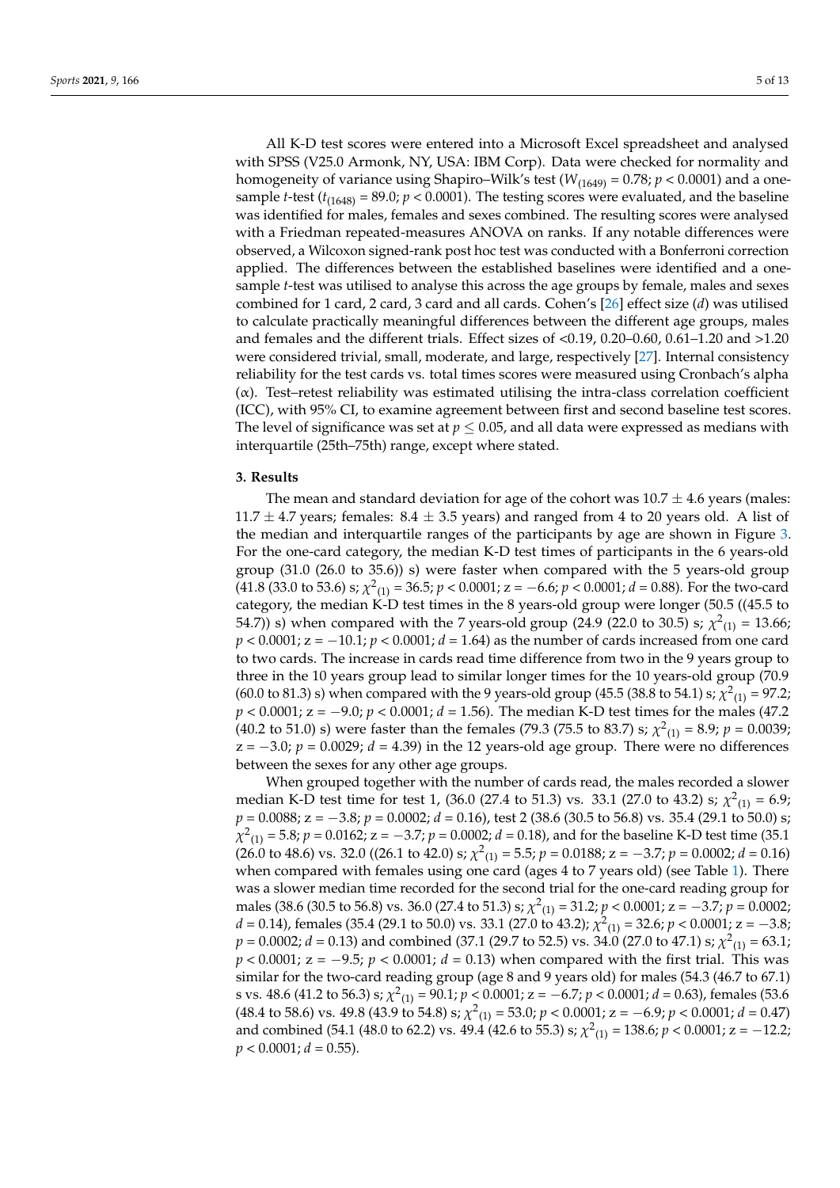All K-D test scores were entered into a Microsoft Excel spreadsheet and analysed with SPSS (V25.0 Armonk, NY, USA: IBM Corp). Data were checked for normality and homogeneity of variance using Shapiro–Wilk's test ($W_{(1649)}$ = 0.78; $p < 0.0001$) and a one-sample $t$-test ($t_{(1648)}$ = 89.0; $p < 0.0001$). The testing scores were evaluated, and the baseline was identified for males, females and sexes combined. The resulting scores were analysed with a Friedman repeated-measures ANOVA on ranks. If any notable differences were observed, a Wilcoxon signed-rank post hoc test was conducted with a Bonferroni correction applied. The differences between the established baselines were identified and a one-sample $t$-test was utilised to analyse this across the age groups by female, males and sexes combined for 1 card, 2 card, 3 card and all cards. Cohen's [26] effect size ($d$) was utilised to calculate practically meaningful differences between the different age groups, males and females and the different trials. Effect sizes of <0.19, 0.20–0.60, 0.61–1.20 and >1.20 were considered trivial, small, moderate, and large, respectively [27]. Internal consistency reliability for the test cards vs. total times scores were measured using Cronbach's alpha ($\alpha$). Test–retest reliability was estimated utilising the intra-class correlation coefficient (ICC), with 95% CI, to examine agreement between first and second baseline test scores. The level of significance was set at $p \leq 0.05$, and all data were expressed as medians with interquartile (25th–75th) range, except where stated.

## 3. Results

The mean and standard deviation for age of the cohort was 10.7 ± 4.6 years (males: 11.7 ± 4.7 years; females: 8.4 ± 3.5 years) and ranged from 4 to 20 years old. A list of the median and interquartile ranges of the participants by age are shown in Figure 3. For the one-card category, the median K-D test times of participants in the 6 years-old group (31.0 (26.0 to 35.6)) s) were faster when compared with the 5 years-old group (41.8 (33.0 to 53.6) s; $\chi^2_{(1)}$ = 36.5; $p < 0.0001$; z = −6.6; $p < 0.0001$; $d$ = 0.88). For the two-card category, the median K-D test times in the 8 years-old group were longer (50.5 ((45.5 to 54.7)) s) when compared with the 7 years-old group (24.9 (22.0 to 30.5) s; $\chi^2_{(1)}$ = 13.66; $p < 0.0001$; z = −10.1; $p < 0.0001$; $d$ = 1.64) as the number of cards increased from one card to two cards. The increase in cards read time difference from two in the 9 years group to three in the 10 years group lead to similar longer times for the 10 years-old group (70.9 (60.0 to 81.3) s) when compared with the 9 years-old group (45.5 (38.8 to 54.1) s; $\chi^2_{(1)}$ = 97.2; $p < 0.0001$; z = −9.0; $p < 0.0001$; $d$ = 1.56). The median K-D test times for the males (47.2 (40.2 to 51.0) s) were faster than the females (79.3 (75.5 to 83.7) s; $\chi^2_{(1)}$ = 8.9; $p$ = 0.0039; z = −3.0; $p$ = 0.0029; $d$ = 4.39) in the 12 years-old age group. There were no differences between the sexes for any other age groups.

When grouped together with the number of cards read, the males recorded a slower median K-D test time for test 1, (36.0 (27.4 to 51.3) vs. 33.1 (27.0 to 43.2) s; $\chi^2_{(1)}$ = 6.9; $p$ = 0.0088; z = −3.8; $p$ = 0.0002; $d$ = 0.16), test 2 (38.6 (30.5 to 56.8) vs. 35.4 (29.1 to 50.0) s; $\chi^2_{(1)}$ = 5.8; $p$ = 0.0162; z = −3.7; $p$ = 0.0002; $d$ = 0.18), and for the baseline K-D test time (35.1 (26.0 to 48.6) vs. 32.0 ((26.1 to 42.0) s; $\chi^2_{(1)}$ = 5.5; $p$ = 0.0188; z = −3.7; $p$ = 0.0002; $d$ = 0.16) when compared with females using one card (ages 4 to 7 years old) (see Table 1). There was a slower median time recorded for the second trial for the one-card reading group for males (38.6 (30.5 to 56.8) vs. 36.0 (27.4 to 51.3) s; $\chi^2_{(1)}$ = 31.2; $p < 0.0001$; z = −3.7; $p$ = 0.0002; $d$ = 0.14), females (35.4 (29.1 to 50.0) vs. 33.1 (27.0 to 43.2); $\chi^2_{(1)}$ = 32.6; $p < 0.0001$; z = −3.8; $p$ = 0.0002; $d$ = 0.13) and combined (37.1 (29.7 to 52.5) vs. 34.0 (27.0 to 47.1) s; $\chi^2_{(1)}$ = 63.1; $p < 0.0001$; z = −9.5; $p < 0.0001$; $d$ = 0.13) when compared with the first trial. This was similar for the two-card reading group (age 8 and 9 years old) for males (54.3 (46.7 to 67.1) s vs. 48.6 (41.2 to 56.3) s; $\chi^2_{(1)}$ = 90.1; $p < 0.0001$; z = −6.7; $p < 0.0001$; $d$ = 0.63), females (53.6 (48.4 to 58.6) vs. 49.8 (43.9 to 54.8) s; $\chi^2_{(1)}$ = 53.0; $p < 0.0001$; z = −6.9; $p < 0.0001$; $d$ = 0.47) and combined (54.1 (48.0 to 62.2) vs. 49.4 (42.6 to 55.3) s; $\chi^2_{(1)}$ = 138.6; $p < 0.0001$; z = −12.2; $p < 0.0001$; $d$ = 0.55).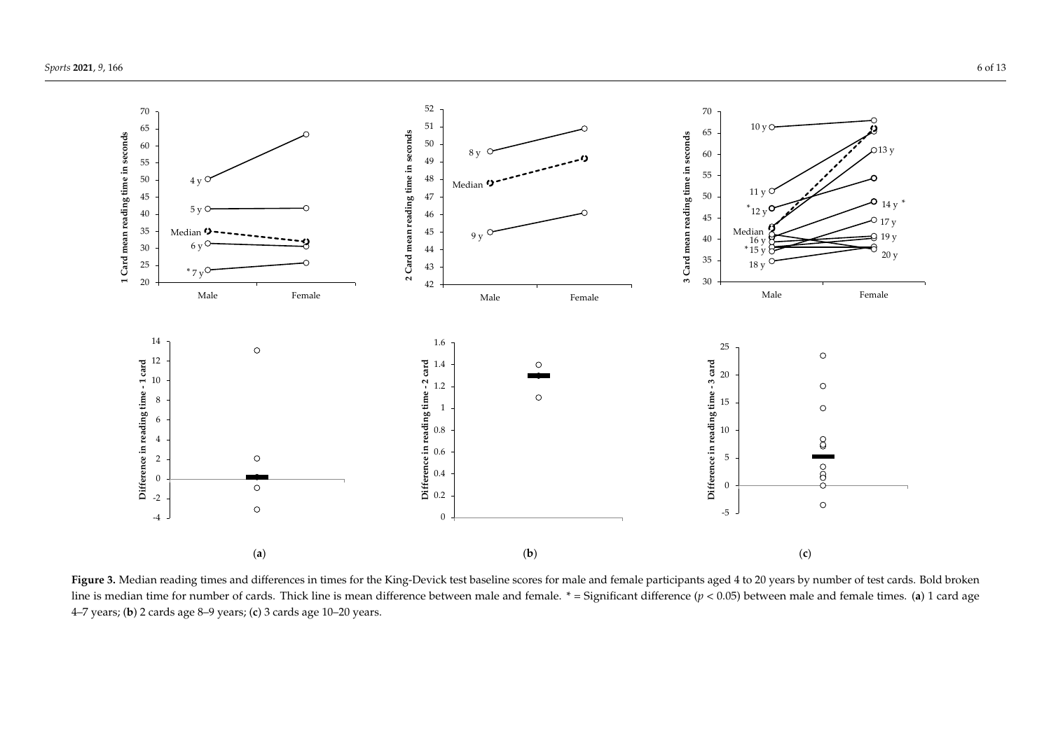**Figure 3.** Median reading times and differences in times for the King-Devick test baseline scores for male and female participants aged 4 to 20 years by number of test cards. Bold broken line is median time for number of cards. Thick line is mean difference between male and female. * = Significant difference ($p < 0.05$) between male and female times. (**a**) 1 card age 4–7 years; (**b**) 2 cards age 8–9 years; (**c**) 3 cards age 10–20 years.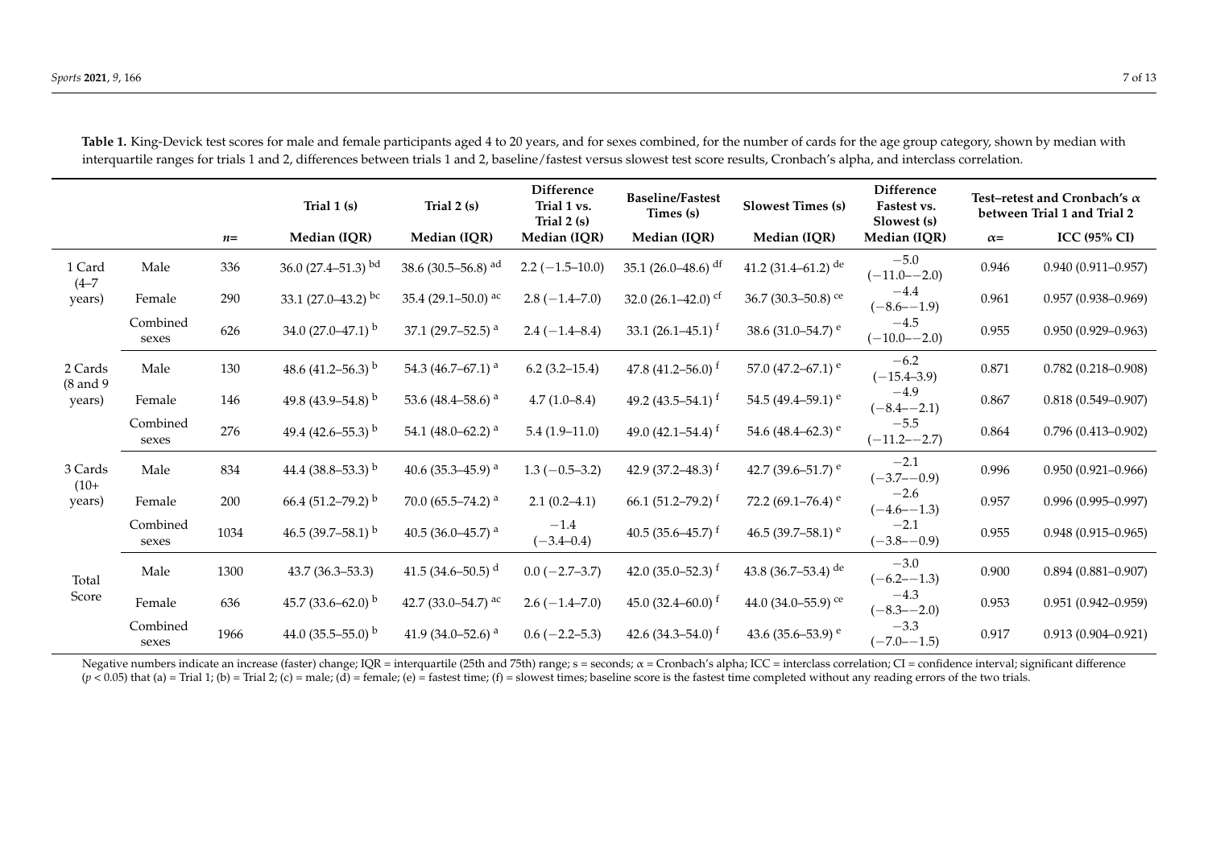**Table 1.** King-Devick test scores for male and female participants aged 4 to 20 years, and for sexes combined, for the number of cards for the age group category, shown by median with interquartile ranges for trials 1 and 2, differences between trials 1 and 2, baseline/fastest versus slowest test score results, Cronbach's alpha, and interclass correlation.

| | | | Trial 1 (s) | Trial 2 (s) | Difference Trial 1 vs. Trial 2 (s) | Baseline/Fastest Times (s) | Slowest Times (s) | Difference Fastest vs. Slowest (s) | Test–retest and Cronbach's $\alpha$ between Trial 1 and Trial 2 | |
|---|---|---|---|---|---|---|---|---|---|---|
| | | $n$= | Median (IQR) | Median (IQR) | Median (IQR) | Median (IQR) | Median (IQR) | Median (IQR) | $\alpha$= | ICC (95% CI) |
| 1 Card (4–7 years) | Male | 336 | 36.0 (27.4–51.3) [bd] | 38.6 (30.5–56.8) [ad] | 2.2 (−1.5–10.0) | 35.1 (26.0–48.6) [df] | 41.2 (31.4–61.2) [de] | −5.0 (−11.0–−2.0) | 0.946 | 0.940 (0.911–0.957) |
| | Female | 290 | 33.1 (27.0–43.2) [bc] | 35.4 (29.1–50.0) [ac] | 2.8 (−1.4–7.0) | 32.0 (26.1–42.0) [cf] | 36.7 (30.3–50.8) [ce] | −4.4 (−8.6–−1.9) | 0.961 | 0.957 (0.938–0.969) |
| | Combined sexes | 626 | 34.0 (27.0–47.1) [b] | 37.1 (29.7–52.5) [a] | 2.4 (−1.4–8.4) | 33.1 (26.1–45.1) [f] | 38.6 (31.0–54.7) [e] | −4.5 (−10.0–−2.0) | 0.955 | 0.950 (0.929–0.963) |
| 2 Cards (8 and 9 years) | Male | 130 | 48.6 (41.2–56.3) [b] | 54.3 (46.7–67.1) [a] | 6.2 (3.2–15.4) | 47.8 (41.2–56.0) [f] | 57.0 (47.2–67.1) [e] | −6.2 (−15.4–3.9) | 0.871 | 0.782 (0.218–0.908) |
| | Female | 146 | 49.8 (43.9–54.8) [b] | 53.6 (48.4–58.6) [a] | 4.7 (1.0–8.4) | 49.2 (43.5–54.1) [f] | 54.5 (49.4–59.1) [e] | −4.9 (−8.4–−2.1) | 0.867 | 0.818 (0.549–0.907) |
| | Combined sexes | 276 | 49.4 (42.6–55.3) [b] | 54.1 (48.0–62.2) [a] | 5.4 (1.9–11.0) | 49.0 (42.1–54.4) [f] | 54.6 (48.4–62.3) [e] | −5.5 (−11.2–−2.7) | 0.864 | 0.796 (0.413–0.902) |
| 3 Cards (10+ years) | Male | 834 | 44.4 (38.8–53.3) [b] | 40.6 (35.3–45.9) [a] | 1.3 (−0.5–3.2) | 42.9 (37.2–48.3) [f] | 42.7 (39.6–51.7) [e] | −2.1 (−3.7–−0.9) | 0.996 | 0.950 (0.921–0.966) |
| | Female | 200 | 66.4 (51.2–79.2) [b] | 70.0 (65.5–74.2) [a] | 2.1 (0.2–4.1) | 66.1 (51.2–79.2) [f] | 72.2 (69.1–76.4) [e] | −2.6 (−4.6–−1.3) | 0.957 | 0.996 (0.995–0.997) |
| | Combined sexes | 1034 | 46.5 (39.7–58.1) [b] | 40.5 (36.0–45.7) [a] | −1.4 (−3.4–0.4) | 40.5 (35.6–45.7) [f] | 46.5 (39.7–58.1) [e] | −2.1 (−3.8–−0.9) | 0.955 | 0.948 (0.915–0.965) |
| Total Score | Male | 1300 | 43.7 (36.3–53.3) | 41.5 (34.6–50.5) [d] | 0.0 (−2.7–3.7) | 42.0 (35.0–52.3) [f] | 43.8 (36.7–53.4) [de] | −3.0 (−6.2–−1.3) | 0.900 | 0.894 (0.881–0.907) |
| | Female | 636 | 45.7 (33.6–62.0) [b] | 42.7 (33.0–54.7) [ac] | 2.6 (−1.4–7.0) | 45.0 (32.4–60.0) [f] | 44.0 (34.0–55.9) [ce] | −4.3 (−8.3–−2.0) | 0.953 | 0.951 (0.942–0.959) |
| | Combined sexes | 1966 | 44.0 (35.5–55.0) [b] | 41.9 (34.0–52.6) [a] | 0.6 (−2.2–5.3) | 42.6 (34.3–54.0) [f] | 43.6 (35.6–53.9) [e] | −3.3 (−7.0–−1.5) | 0.917 | 0.913 (0.904–0.921) |

Negative numbers indicate an increase (faster) change; IQR = interquartile (25th and 75th) range; s = seconds; $\alpha$ = Cronbach's alpha; ICC = interclass correlation; CI = confidence interval; significant difference ($p < 0.05$) that (a) = Trial 1; (b) = Trial 2; (c) = male; (d) = female; (e) = fastest time; (f) = slowest times; baseline score is the fastest time completed without any reading errors of the two trials.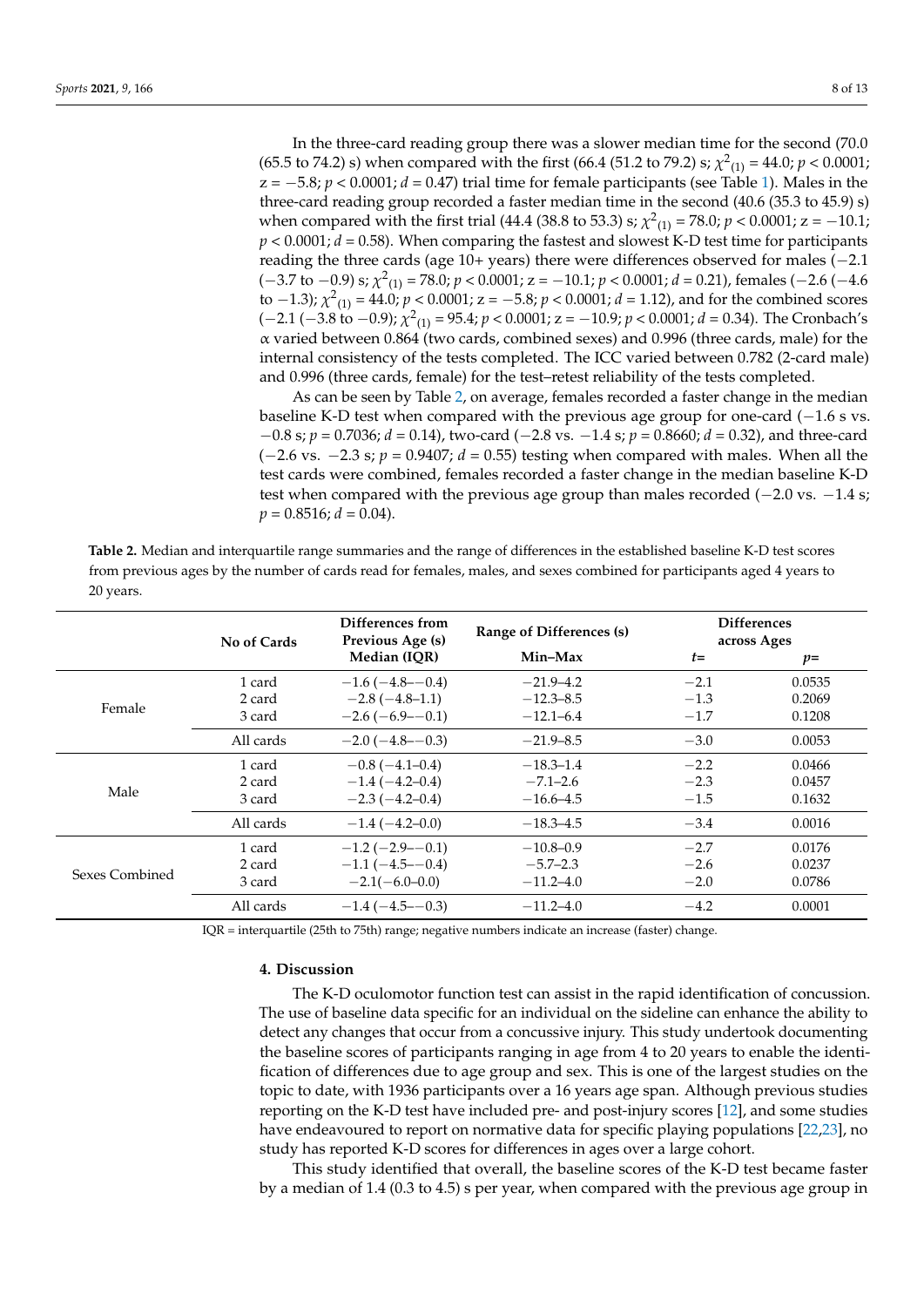In the three-card reading group there was a slower median time for the second (70.0 (65.5 to 74.2) s) when compared with the first (66.4 (51.2 to 79.2) s; $\chi^2_{(1)} = 44.0$; $p < 0.0001$; $z = -5.8$; $p < 0.0001$; $d = 0.47$) trial time for female participants (see Table 1). Males in the three-card reading group recorded a faster median time in the second (40.6 (35.3 to 45.9) s) when compared with the first trial (44.4 (38.8 to 53.3) s; $\chi^2_{(1)} = 78.0$; $p < 0.0001$; $z = -10.1$; $p < 0.0001$; $d = 0.58$). When comparing the fastest and slowest K-D test time for participants reading the three cards (age 10+ years) there were differences observed for males (−2.1 (−3.7 to −0.9) s; $\chi^2_{(1)} = 78.0$; $p < 0.0001$; $z = -10.1$; $p < 0.0001$; $d = 0.21$), females (−2.6 (−4.6 to −1.3); $\chi^2_{(1)} = 44.0$; $p < 0.0001$; $z = -5.8$; $p < 0.0001$; $d = 1.12$), and for the combined scores (−2.1 (−3.8 to −0.9); $\chi^2_{(1)} = 95.4$; $p < 0.0001$; $z = -10.9$; $p < 0.0001$; $d = 0.34$). The Cronbach's $\alpha$ varied between 0.864 (two cards, combined sexes) and 0.996 (three cards, male) for the internal consistency of the tests completed. The ICC varied between 0.782 (2-card male) and 0.996 (three cards, female) for the test–retest reliability of the tests completed.

As can be seen by Table 2, on average, females recorded a faster change in the median baseline K-D test when compared with the previous age group for one-card (−1.6 s vs. −0.8 s; $p = 0.7036$; $d = 0.14$), two-card (−2.8 vs. −1.4 s; $p = 0.8660$; $d = 0.32$), and three-card (−2.6 vs. −2.3 s; $p = 0.9407$; $d = 0.55$) testing when compared with males. When all the test cards were combined, females recorded a faster change in the median baseline K-D test when compared with the previous age group than males recorded (−2.0 vs. −1.4 s; $p = 0.8516$; $d = 0.04$).

**Table 2.** Median and interquartile range summaries and the range of differences in the established baseline K-D test scores from previous ages by the number of cards read for females, males, and sexes combined for participants aged 4 years to 20 years.

| | No of Cards | Differences from Previous Age (s) | Range of Differences (s) | Differences across Ages | |
|---|---|---|---|---|---|
| | | Median (IQR) | Min–Max | *t*= | *p*= |
| Female | 1 card | −1.6 (−4.8–−0.4) | −21.9–4.2 | −2.1 | 0.0535 |
| | 2 card | −2.8 (−4.8–1.1) | −12.3–8.5 | −1.3 | 0.2069 |
| | 3 card | −2.6 (−6.9–−0.1) | −12.1–6.4 | −1.7 | 0.1208 |
| | All cards | −2.0 (−4.8–−0.3) | −21.9–8.5 | −3.0 | 0.0053 |
| Male | 1 card | −0.8 (−4.1–0.4) | −18.3–1.4 | −2.2 | 0.0466 |
| | 2 card | −1.4 (−4.2–0.4) | −7.1–2.6 | −2.3 | 0.0457 |
| | 3 card | −2.3 (−4.2–0.4) | −16.6–4.5 | −1.5 | 0.1632 |
| | All cards | −1.4 (−4.2–0.0) | −18.3–4.5 | −3.4 | 0.0016 |
| Sexes Combined | 1 card | −1.2 (−2.9–−0.1) | −10.8–0.9 | −2.7 | 0.0176 |
| | 2 card | −1.1 (−4.5–−0.4) | −5.7–2.3 | −2.6 | 0.0237 |
| | 3 card | −2.1(−6.0–0.0) | −11.2–4.0 | −2.0 | 0.0786 |
| | All cards | −1.4 (−4.5–−0.3) | −11.2–4.0 | −4.2 | 0.0001 |

IQR = interquartile (25th to 75th) range; negative numbers indicate an increase (faster) change.

## 4. Discussion

The K-D oculomotor function test can assist in the rapid identification of concussion. The use of baseline data specific for an individual on the sideline can enhance the ability to detect any changes that occur from a concussive injury. This study undertook documenting the baseline scores of participants ranging in age from 4 to 20 years to enable the identification of differences due to age group and sex. This is one of the largest studies on the topic to date, with 1936 participants over a 16 years age span. Although previous studies reporting on the K-D test have included pre- and post-injury scores [12], and some studies have endeavoured to report on normative data for specific playing populations [22,23], no study has reported K-D scores for differences in ages over a large cohort.

This study identified that overall, the baseline scores of the K-D test became faster by a median of 1.4 (0.3 to 4.5) s per year, when compared with the previous age group in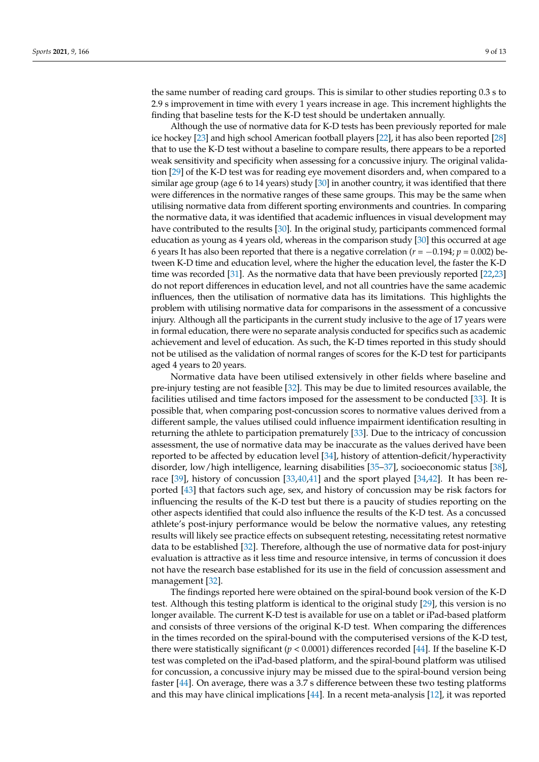the same number of reading card groups. This is similar to other studies reporting 0.3 s to 2.9 s improvement in time with every 1 years increase in age. This increment highlights the finding that baseline tests for the K-D test should be undertaken annually.

Although the use of normative data for K-D tests has been previously reported for male ice hockey [23] and high school American football players [22], it has also been reported [28] that to use the K-D test without a baseline to compare results, there appears to be a reported weak sensitivity and specificity when assessing for a concussive injury. The original validation [29] of the K-D test was for reading eye movement disorders and, when compared to a similar age group (age 6 to 14 years) study [30] in another country, it was identified that there were differences in the normative ranges of these same groups. This may be the same when utilising normative data from different sporting environments and countries. In comparing the normative data, it was identified that academic influences in visual development may have contributed to the results [30]. In the original study, participants commenced formal education as young as 4 years old, whereas in the comparison study [30] this occurred at age 6 years It has also been reported that there is a negative correlation ($r = -0.194$; $p = 0.002$) between K-D time and education level, where the higher the education level, the faster the K-D time was recorded [31]. As the normative data that have been previously reported [22,23] do not report differences in education level, and not all countries have the same academic influences, then the utilisation of normative data has its limitations. This highlights the problem with utilising normative data for comparisons in the assessment of a concussive injury. Although all the participants in the current study inclusive to the age of 17 years were in formal education, there were no separate analysis conducted for specifics such as academic achievement and level of education. As such, the K-D times reported in this study should not be utilised as the validation of normal ranges of scores for the K-D test for participants aged 4 years to 20 years.

Normative data have been utilised extensively in other fields where baseline and pre-injury testing are not feasible [32]. This may be due to limited resources available, the facilities utilised and time factors imposed for the assessment to be conducted [33]. It is possible that, when comparing post-concussion scores to normative values derived from a different sample, the values utilised could influence impairment identification resulting in returning the athlete to participation prematurely [33]. Due to the intricacy of concussion assessment, the use of normative data may be inaccurate as the values derived have been reported to be affected by education level [34], history of attention-deficit/hyperactivity disorder, low/high intelligence, learning disabilities [35–37], socioeconomic status [38], race [39], history of concussion [33,40,41] and the sport played [34,42]. It has been reported [43] that factors such age, sex, and history of concussion may be risk factors for influencing the results of the K-D test but there is a paucity of studies reporting on the other aspects identified that could also influence the results of the K-D test. As a concussed athlete's post-injury performance would be below the normative values, any retesting results will likely see practice effects on subsequent retesting, necessitating retest normative data to be established [32]. Therefore, although the use of normative data for post-injury evaluation is attractive as it less time and resource intensive, in terms of concussion it does not have the research base established for its use in the field of concussion assessment and management [32].

The findings reported here were obtained on the spiral-bound book version of the K-D test. Although this testing platform is identical to the original study [29], this version is no longer available. The current K-D test is available for use on a tablet or iPad-based platform and consists of three versions of the original K-D test. When comparing the differences in the times recorded on the spiral-bound with the computerised versions of the K-D test, there were statistically significant ($p < 0.0001$) differences recorded [44]. If the baseline K-D test was completed on the iPad-based platform, and the spiral-bound platform was utilised for concussion, a concussive injury may be missed due to the spiral-bound version being faster [44]. On average, there was a 3.7 s difference between these two testing platforms and this may have clinical implications [44]. In a recent meta-analysis [12], it was reported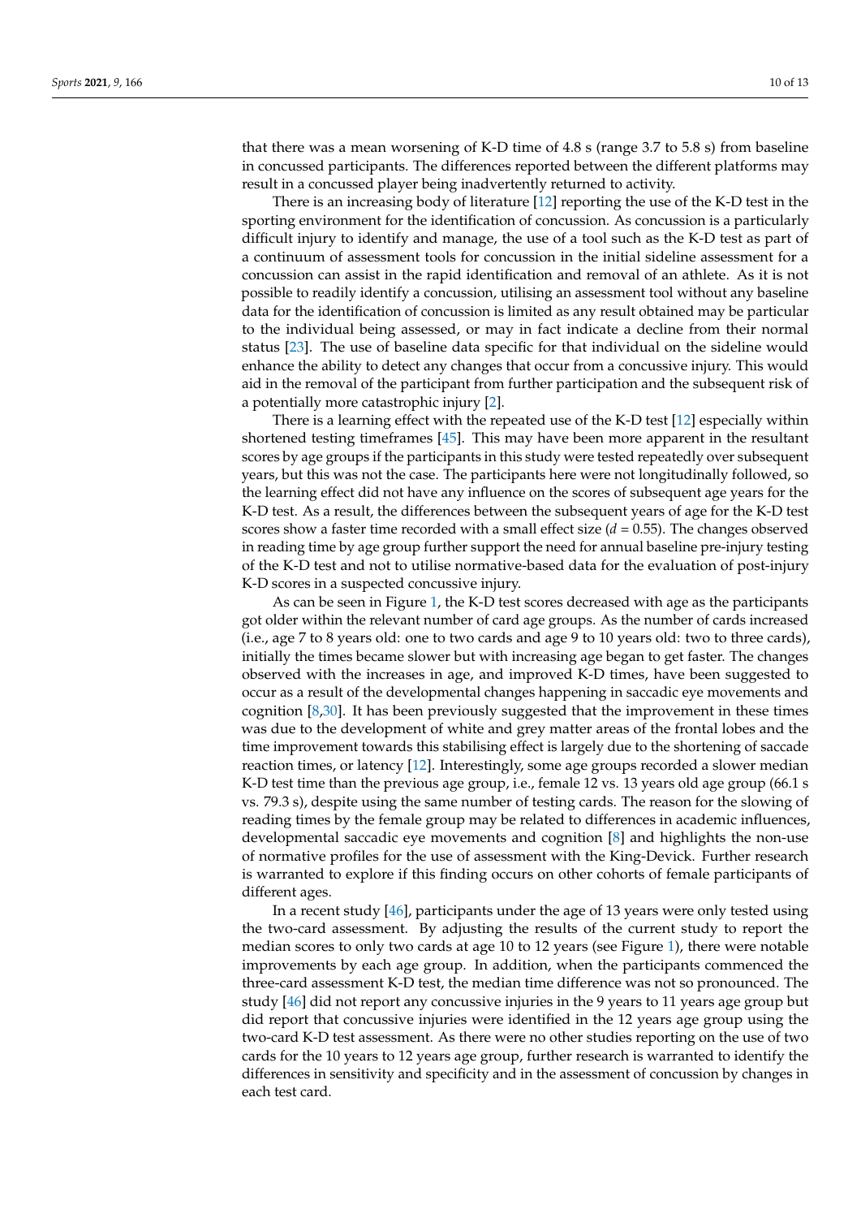that there was a mean worsening of K-D time of 4.8 s (range 3.7 to 5.8 s) from baseline in concussed participants. The differences reported between the different platforms may result in a concussed player being inadvertently returned to activity.

There is an increasing body of literature [12] reporting the use of the K-D test in the sporting environment for the identification of concussion. As concussion is a particularly difficult injury to identify and manage, the use of a tool such as the K-D test as part of a continuum of assessment tools for concussion in the initial sideline assessment for a concussion can assist in the rapid identification and removal of an athlete. As it is not possible to readily identify a concussion, utilising an assessment tool without any baseline data for the identification of concussion is limited as any result obtained may be particular to the individual being assessed, or may in fact indicate a decline from their normal status [23]. The use of baseline data specific for that individual on the sideline would enhance the ability to detect any changes that occur from a concussive injury. This would aid in the removal of the participant from further participation and the subsequent risk of a potentially more catastrophic injury [2].

There is a learning effect with the repeated use of the K-D test [12] especially within shortened testing timeframes [45]. This may have been more apparent in the resultant scores by age groups if the participants in this study were tested repeatedly over subsequent years, but this was not the case. The participants here were not longitudinally followed, so the learning effect did not have any influence on the scores of subsequent age years for the K-D test. As a result, the differences between the subsequent years of age for the K-D test scores show a faster time recorded with a small effect size ($d = 0.55$). The changes observed in reading time by age group further support the need for annual baseline pre-injury testing of the K-D test and not to utilise normative-based data for the evaluation of post-injury K-D scores in a suspected concussive injury.

As can be seen in Figure 1, the K-D test scores decreased with age as the participants got older within the relevant number of card age groups. As the number of cards increased (i.e., age 7 to 8 years old: one to two cards and age 9 to 10 years old: two to three cards), initially the times became slower but with increasing age began to get faster. The changes observed with the increases in age, and improved K-D times, have been suggested to occur as a result of the developmental changes happening in saccadic eye movements and cognition [8,30]. It has been previously suggested that the improvement in these times was due to the development of white and grey matter areas of the frontal lobes and the time improvement towards this stabilising effect is largely due to the shortening of saccade reaction times, or latency [12]. Interestingly, some age groups recorded a slower median K-D test time than the previous age group, i.e., female 12 vs. 13 years old age group (66.1 s vs. 79.3 s), despite using the same number of testing cards. The reason for the slowing of reading times by the female group may be related to differences in academic influences, developmental saccadic eye movements and cognition [8] and highlights the non-use of normative profiles for the use of assessment with the King-Devick. Further research is warranted to explore if this finding occurs on other cohorts of female participants of different ages.

In a recent study [46], participants under the age of 13 years were only tested using the two-card assessment. By adjusting the results of the current study to report the median scores to only two cards at age 10 to 12 years (see Figure 1), there were notable improvements by each age group. In addition, when the participants commenced the three-card assessment K-D test, the median time difference was not so pronounced. The study [46] did not report any concussive injuries in the 9 years to 11 years age group but did report that concussive injuries were identified in the 12 years age group using the two-card K-D test assessment. As there were no other studies reporting on the use of two cards for the 10 years to 12 years age group, further research is warranted to identify the differences in sensitivity and specificity and in the assessment of concussion by changes in each test card.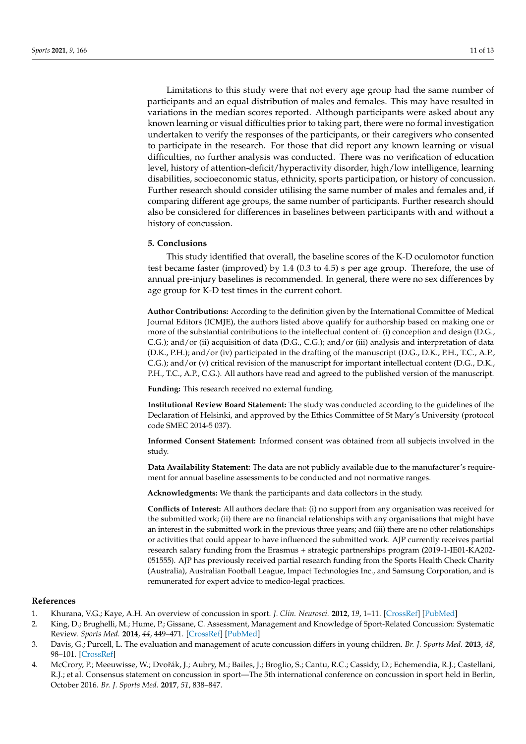Limitations to this study were that not every age group had the same number of participants and an equal distribution of males and females. This may have resulted in variations in the median scores reported. Although participants were asked about any known learning or visual difficulties prior to taking part, there were no formal investigation undertaken to verify the responses of the participants, or their caregivers who consented to participate in the research. For those that did report any known learning or visual difficulties, no further analysis was conducted. There was no verification of education level, history of attention-deficit/hyperactivity disorder, high/low intelligence, learning disabilities, socioeconomic status, ethnicity, sports participation, or history of concussion. Further research should consider utilising the same number of males and females and, if comparing different age groups, the same number of participants. Further research should also be considered for differences in baselines between participants with and without a history of concussion.

## 5. Conclusions

This study identified that overall, the baseline scores of the K-D oculomotor function test became faster (improved) by 1.4 (0.3 to 4.5) s per age group. Therefore, the use of annual pre-injury baselines is recommended. In general, there were no sex differences by age group for K-D test times in the current cohort.

**Author Contributions:** According to the definition given by the International Committee of Medical Journal Editors (ICMJE), the authors listed above qualify for authorship based on making one or more of the substantial contributions to the intellectual content of: (i) conception and design (D.G., C.G.); and/or (ii) acquisition of data (D.G., C.G.); and/or (iii) analysis and interpretation of data (D.K., P.H.); and/or (iv) participated in the drafting of the manuscript (D.G., D.K., P.H., T.C., A.P., C.G.); and/or (v) critical revision of the manuscript for important intellectual content (D.G., D.K., P.H., T.C., A.P., C.G.). All authors have read and agreed to the published version of the manuscript.

**Funding:** This research received no external funding.

**Institutional Review Board Statement:** The study was conducted according to the guidelines of the Declaration of Helsinki, and approved by the Ethics Committee of St Mary's University (protocol code SMEC 2014-5 037).

**Informed Consent Statement:** Informed consent was obtained from all subjects involved in the study.

**Data Availability Statement:** The data are not publicly available due to the manufacturer's requirement for annual baseline assessments to be conducted and not normative ranges.

**Acknowledgments:** We thank the participants and data collectors in the study.

**Conflicts of Interest:** All authors declare that: (i) no support from any organisation was received for the submitted work; (ii) there are no financial relationships with any organisations that might have an interest in the submitted work in the previous three years; and (iii) there are no other relationships or activities that could appear to have influenced the submitted work. AJP currently receives partial research salary funding from the Erasmus + strategic partnerships program (2019-1-IE01-KA202-051555). AJP has previously received partial research funding from the Sports Health Check Charity (Australia), Australian Football League, Impact Technologies Inc., and Samsung Corporation, and is remunerated for expert advice to medico-legal practices.

## References

1. Khurana, V.G.; Kaye, A.H. An overview of concussion in sport. *J. Clin. Neurosci.* **2012**, *19*, 1–11. [CrossRef] [PubMed]
2. King, D.; Brughelli, M.; Hume, P.; Gissane, C. Assessment, Management and Knowledge of Sport-Related Concussion: Systematic Review. *Sports Med.* **2014**, *44*, 449–471. [CrossRef] [PubMed]
3. Davis, G.; Purcell, L. The evaluation and management of acute concussion differs in young children. *Br. J. Sports Med.* **2013**, *48*, 98–101. [CrossRef]
4. McCrory, P.; Meeuwisse, W.; Dvořák, J.; Aubry, M.; Bailes, J.; Broglio, S.; Cantu, R.C.; Cassidy, D.; Echemendia, R.J.; Castellani, R.J.; et al. Consensus statement on concussion in sport—The 5th international conference on concussion in sport held in Berlin, October 2016. *Br. J. Sports Med.* **2017**, *51*, 838–847.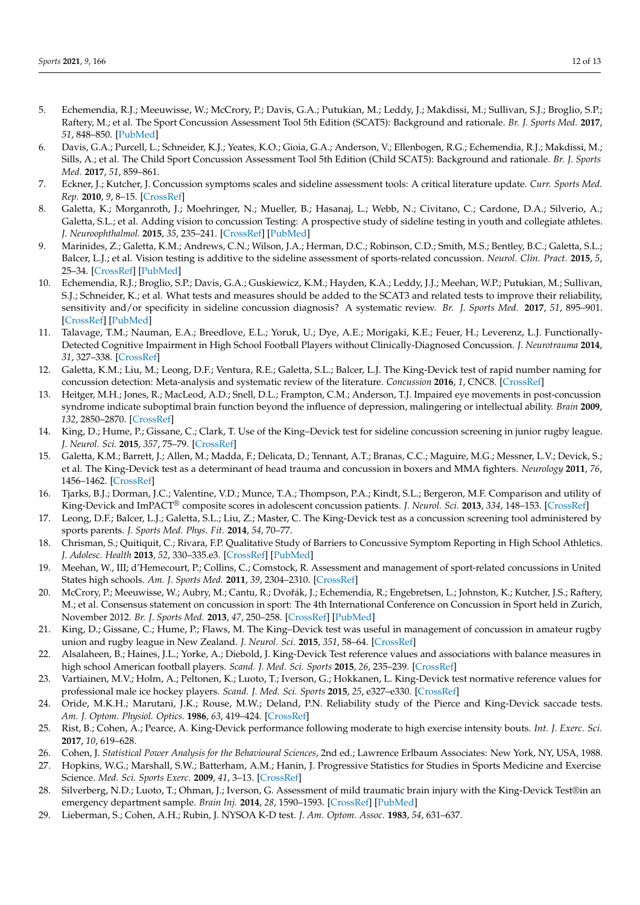5. Echemendia, R.J.; Meeuwisse, W.; McCrory, P.; Davis, G.A.; Putukian, M.; Leddy, J.; Makdissi, M.; Sullivan, S.J.; Broglio, S.P.; Raftery, M.; et al. The Sport Concussion Assessment Tool 5th Edition (SCAT5): Background and rationale. *Br. J. Sports Med.* **2017**, *51*, 848–850. [PubMed]
6. Davis, G.A.; Purcell, L.; Schneider, K.J.; Yeates, K.O.; Gioia, G.A.; Anderson, V.; Ellenbogen, R.G.; Echemendia, R.J.; Makdissi, M.; Sills, A.; et al. The Child Sport Concussion Assessment Tool 5th Edition (Child SCAT5): Background and rationale. *Br. J. Sports Med.* **2017**, *51*, 859–861.
7. Eckner, J.; Kutcher, J. Concussion symptoms scales and sideline assessment tools: A critical literature update. *Curr. Sports Med. Rep.* **2010**, *9*, 8–15. [CrossRef]
8. Galetta, K.; Morganroth, J.; Moehringer, N.; Mueller, B.; Hasanaj, L.; Webb, N.; Civitano, C.; Cardone, D.A.; Silverio, A.; Galetta, S.L.; et al. Adding vision to concussion Testing: A prospective study of sideline testing in youth and collegiate athletes. *J. Neuroophthalmol.* **2015**, *35*, 235–241. [CrossRef] [PubMed]
9. Marinides, Z.; Galetta, K.M.; Andrews, C.N.; Wilson, J.A.; Herman, D.C.; Robinson, C.D.; Smith, M.S.; Bentley, B.C.; Galetta, S.L.; Balcer, L.J.; et al. Vision testing is additive to the sideline assessment of sports-related concussion. *Neurol. Clin. Pract.* **2015**, *5*, 25–34. [CrossRef] [PubMed]
10. Echemendia, R.J.; Broglio, S.P.; Davis, G.A.; Guskiewicz, K.M.; Hayden, K.A.; Leddy, J.J.; Meehan, W.P.; Putukian, M.; Sullivan, S.J.; Schneider, K.; et al. What tests and measures should be added to the SCAT3 and related tests to improve their reliability, sensitivity and/or specificity in sideline concussion diagnosis? A systematic review. *Br. J. Sports Med.* **2017**, *51*, 895–901. [CrossRef] [PubMed]
11. Talavage, T.M.; Nauman, E.A.; Breedlove, E.L.; Yoruk, U.; Dye, A.E.; Morigaki, K.E.; Feuer, H.; Leverenz, L.J. Functionally-Detected Cognitive Impairment in High School Football Players without Clinically-Diagnosed Concussion. *J. Neurotrauma* **2014**, *31*, 327–338. [CrossRef]
12. Galetta, K.M.; Liu, M.; Leong, D.F.; Ventura, R.E.; Galetta, S.L.; Balcer, L.J. The King-Devick test of rapid number naming for concussion detection: Meta-analysis and systematic review of the literature. *Concussion* **2016**, *1*, CNC8. [CrossRef]
13. Heitger, M.H.; Jones, R.; MacLeod, A.D.; Snell, D.L.; Frampton, C.M.; Anderson, T.J. Impaired eye movements in post-concussion syndrome indicate suboptimal brain function beyond the influence of depression, malingering or intellectual ability. *Brain* **2009**, *132*, 2850–2870. [CrossRef]
14. King, D.; Hume, P.; Gissane, C.; Clark, T. Use of the King–Devick test for sideline concussion screening in junior rugby league. *J. Neurol. Sci.* **2015**, *357*, 75–79. [CrossRef]
15. Galetta, K.M.; Barrett, J.; Allen, M.; Madda, F.; Delicata, D.; Tennant, A.T.; Branas, C.C.; Maguire, M.G.; Messner, L.V.; Devick, S.; et al. The King-Devick test as a determinant of head trauma and concussion in boxers and MMA fighters. *Neurology* **2011**, *76*, 1456–1462. [CrossRef]
16. Tjarks, B.J.; Dorman, J.C.; Valentine, V.D.; Munce, T.A.; Thompson, P.A.; Kindt, S.L.; Bergeron, M.F. Comparison and utility of King-Devick and ImPACT® composite scores in adolescent concussion patients. *J. Neurol. Sci.* **2013**, *334*, 148–153. [CrossRef]
17. Leong, D.F.; Balcer, L.J.; Galetta, S.L.; Liu, Z.; Master, C. The King-Devick test as a concussion screening tool administered by sports parents. *J. Sports Med. Phys. Fit.* **2014**, *54*, 70–77.
18. Chrisman, S.; Quitiquit, C.; Rivara, F.P. Qualitative Study of Barriers to Concussive Symptom Reporting in High School Athletics. *J. Adolesc. Health* **2013**, *52*, 330–335.e3. [CrossRef] [PubMed]
19. Meehan, W., III; d'Hemecourt, P.; Collins, C.; Comstock, R. Assessment and management of sport-related concussions in United States high schools. *Am. J. Sports Med.* **2011**, *39*, 2304–2310. [CrossRef]
20. McCrory, P.; Meeuwisse, W.; Aubry, M.; Cantu, R.; Dvořák, J.; Echemendia, R.; Engebretsen, L.; Johnston, K.; Kutcher, J.S.; Raftery, M.; et al. Consensus statement on concussion in sport: The 4th International Conference on Concussion in Sport held in Zurich, November 2012. *Br. J. Sports Med.* **2013**, *47*, 250–258. [CrossRef] [PubMed]
21. King, D.; Gissane, C.; Hume, P.; Flaws, M. The King–Devick test was useful in management of concussion in amateur rugby union and rugby league in New Zealand. *J. Neurol. Sci.* **2015**, *351*, 58–64. [CrossRef]
22. Alsalaheen, B.; Haines, J.L.; Yorke, A.; Diebold, J. King-Devick Test reference values and associations with balance measures in high school American football players. *Scand. J. Med. Sci. Sports* **2015**, *26*, 235–239. [CrossRef]
23. Vartiainen, M.V.; Holm, A.; Peltonen, K.; Luoto, T.; Iverson, G.; Hokkanen, L. King-Devick test normative reference values for professional male ice hockey players. *Scand. J. Med. Sci. Sports* **2015**, *25*, e327–e330. [CrossRef]
24. Oride, M.K.H.; Marutani, J.K.; Rouse, M.W.; Deland, P.N. Reliability study of the Pierce and King-Devick saccade tests. *Am. J. Optom. Physiol. Optics.* **1986**, *63*, 419–424. [CrossRef]
25. Rist, B.; Cohen, A.; Pearce, A. King-Devick performance following moderate to high exercise intensity bouts. *Int. J. Exerc. Sci.* **2017**, *10*, 619–628.
26. Cohen, J. *Statistical Power Analysis for the Behavioural Sciences*, 2nd ed.; Lawrence Erlbaum Associates: New York, NY, USA, 1988.
27. Hopkins, W.G.; Marshall, S.W.; Batterham, A.M.; Hanin, J. Progressive Statistics for Studies in Sports Medicine and Exercise Science. *Med. Sci. Sports Exerc.* **2009**, *41*, 3–13. [CrossRef]
28. Silverberg, N.D.; Luoto, T.; Ohman, J.; Iverson, G. Assessment of mild traumatic brain injury with the King-Devick Test®in an emergency department sample. *Brain Inj.* **2014**, *28*, 1590–1593. [CrossRef] [PubMed]
29. Lieberman, S.; Cohen, A.H.; Rubin, J. NYSOA K-D test. *J. Am. Optom. Assoc.* **1983**, *54*, 631–637.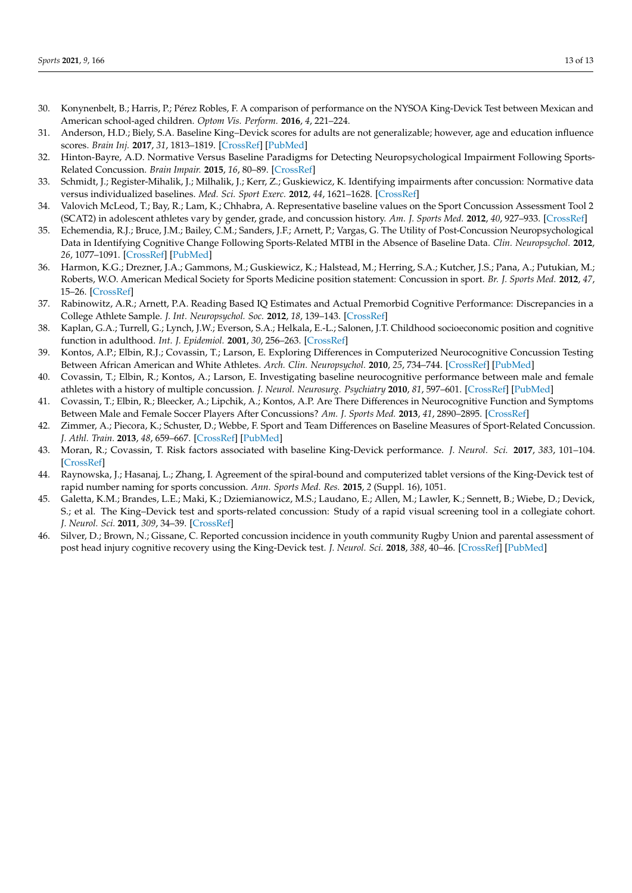30. Konynenbelt, B.; Harris, P.; Pérez Robles, F. A comparison of performance on the NYSOA King-Devick Test between Mexican and American school-aged children. *Optom Vis. Perform.* **2016**, *4*, 221–224.
31. Anderson, H.D.; Biely, S.A. Baseline King–Devick scores for adults are not generalizable; however, age and education influence scores. *Brain Inj.* **2017**, *31*, 1813–1819. [CrossRef] [PubMed]
32. Hinton-Bayre, A.D. Normative Versus Baseline Paradigms for Detecting Neuropsychological Impairment Following Sports-Related Concussion. *Brain Impair.* **2015**, *16*, 80–89. [CrossRef]
33. Schmidt, J.; Register-Mihalik, J.; Milhalik, J.; Kerr, Z.; Guskiewicz, K. Identifying impairments after concussion: Normative data versus individualized baselines. *Med. Sci. Sport Exerc.* **2012**, *44*, 1621–1628. [CrossRef]
34. Valovich McLeod, T.; Bay, R.; Lam, K.; Chhabra, A. Representative baseline values on the Sport Concussion Assessment Tool 2 (SCAT2) in adolescent athletes vary by gender, grade, and concussion history. *Am. J. Sports Med.* **2012**, *40*, 927–933. [CrossRef]
35. Echemendia, R.J.; Bruce, J.M.; Bailey, C.M.; Sanders, J.F.; Arnett, P.; Vargas, G. The Utility of Post-Concussion Neuropsychological Data in Identifying Cognitive Change Following Sports-Related MTBI in the Absence of Baseline Data. *Clin. Neuropsychol.* **2012**, *26*, 1077–1091. [CrossRef] [PubMed]
36. Harmon, K.G.; Drezner, J.A.; Gammons, M.; Guskiewicz, K.; Halstead, M.; Herring, S.A.; Kutcher, J.S.; Pana, A.; Putukian, M.; Roberts, W.O. American Medical Society for Sports Medicine position statement: Concussion in sport. *Br. J. Sports Med.* **2012**, *47*, 15–26. [CrossRef]
37. Rabinowitz, A.R.; Arnett, P.A. Reading Based IQ Estimates and Actual Premorbid Cognitive Performance: Discrepancies in a College Athlete Sample. *J. Int. Neuropsychol. Soc.* **2012**, *18*, 139–143. [CrossRef]
38. Kaplan, G.A.; Turrell, G.; Lynch, J.W.; Everson, S.A.; Helkala, E.-L.; Salonen, J.T. Childhood socioeconomic position and cognitive function in adulthood. *Int. J. Epidemiol.* **2001**, *30*, 256–263. [CrossRef]
39. Kontos, A.P.; Elbin, R.J.; Covassin, T.; Larson, E. Exploring Differences in Computerized Neurocognitive Concussion Testing Between African American and White Athletes. *Arch. Clin. Neuropsychol.* **2010**, *25*, 734–744. [CrossRef] [PubMed]
40. Covassin, T.; Elbin, R.; Kontos, A.; Larson, E. Investigating baseline neurocognitive performance between male and female athletes with a history of multiple concussion. *J. Neurol. Neurosurg. Psychiatry* **2010**, *81*, 597–601. [CrossRef] [PubMed]
41. Covassin, T.; Elbin, R.; Bleecker, A.; Lipchik, A.; Kontos, A.P. Are There Differences in Neurocognitive Function and Symptoms Between Male and Female Soccer Players After Concussions? *Am. J. Sports Med.* **2013**, *41*, 2890–2895. [CrossRef]
42. Zimmer, A.; Piecora, K.; Schuster, D.; Webbe, F. Sport and Team Differences on Baseline Measures of Sport-Related Concussion. *J. Athl. Train.* **2013**, *48*, 659–667. [CrossRef] [PubMed]
43. Moran, R.; Covassin, T. Risk factors associated with baseline King-Devick performance. *J. Neurol. Sci.* **2017**, *383*, 101–104. [CrossRef]
44. Raynowska, J.; Hasanaj, L.; Zhang, I. Agreement of the spiral-bound and computerized tablet versions of the King-Devick test of rapid number naming for sports concussion. *Ann. Sports Med. Res.* **2015**, *2* (Suppl. 16), 1051.
45. Galetta, K.M.; Brandes, L.E.; Maki, K.; Dziemianowicz, M.S.; Laudano, E.; Allen, M.; Lawler, K.; Sennett, B.; Wiebe, D.; Devick, S.; et al. The King–Devick test and sports-related concussion: Study of a rapid visual screening tool in a collegiate cohort. *J. Neurol. Sci.* **2011**, *309*, 34–39. [CrossRef]
46. Silver, D.; Brown, N.; Gissane, C. Reported concussion incidence in youth community Rugby Union and parental assessment of post head injury cognitive recovery using the King-Devick test. *J. Neurol. Sci.* **2018**, *388*, 40–46. [CrossRef] [PubMed]